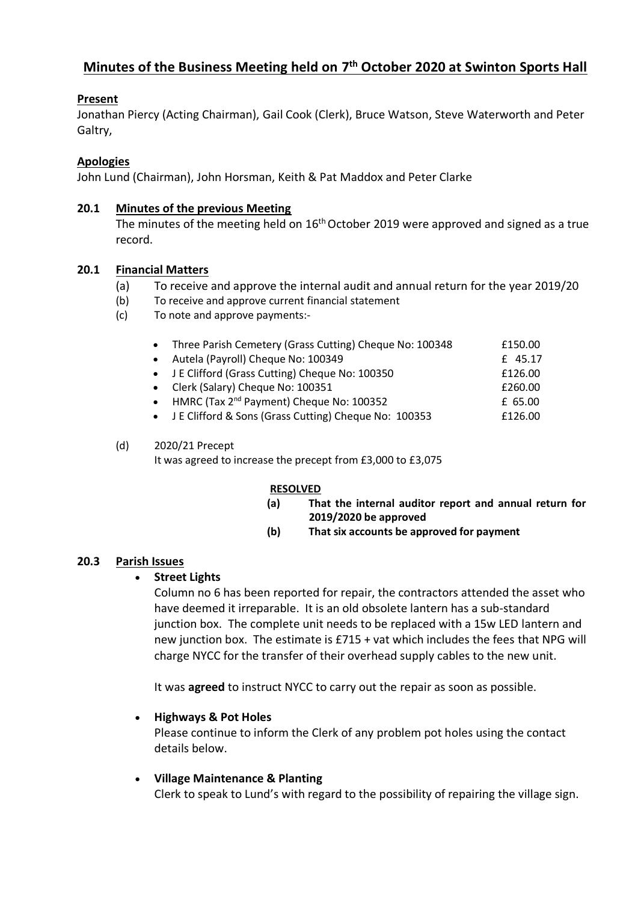# Minutes of the Business Meeting held on 7th October 2020 at Swinton Sports Hall

**Present**

Jonathan Piercy (Acting Chairman), Gail Cook (Clerk), Bruce Watson, Steve Waterworth and Peter Galtry,

**Apologies**

John Lund (Chairman), John Horsman, Keith & Pat Maddox and Peter Clarke

## 20.1 Minutes of the previous Meeting

The minutes of the meeting held on 16th October 2019 were approved and signed as a true record.

## 20.1 Financial Matters

(a) To receive and approve the internal audit and annual return for the year 2019/20

(b) To receive and approve current financial statement

(c) To note and approve payments:-

- Three Parish Cemetery (Grass Cutting) Cheque No: 100348 — £150.00
- Autela (Payroll) Cheque No: 100349 — £ 45.17
- J E Clifford (Grass Cutting) Cheque No: 100350 — £126.00
- Clerk (Salary) Cheque No: 100351 — £260.00
- HMRC (Tax 2nd Payment) Cheque No: 100352 — £ 65.00
- J E Clifford & Sons (Grass Cutting) Cheque No: 100353 — £126.00

(d) 2020/21 Precept

It was agreed to increase the precept from £3,000 to £3,075

**RESOLVED**

**(a) That the internal auditor report and annual return for 2019/2020 be approved**

**(b) That six accounts be approved for payment**

## 20.3 Parish Issues

- **Street Lights**

  Column no 6 has been reported for repair, the contractors attended the asset who have deemed it irreparable. It is an old obsolete lantern has a sub-standard junction box. The complete unit needs to be replaced with a 15w LED lantern and new junction box. The estimate is £715 + vat which includes the fees that NPG will charge NYCC for the transfer of their overhead supply cables to the new unit.

  It was **agreed** to instruct NYCC to carry out the repair as soon as possible.

- **Highways & Pot Holes**

  Please continue to inform the Clerk of any problem pot holes using the contact details below.

- **Village Maintenance & Planting**

  Clerk to speak to Lund's with regard to the possibility of repairing the village sign.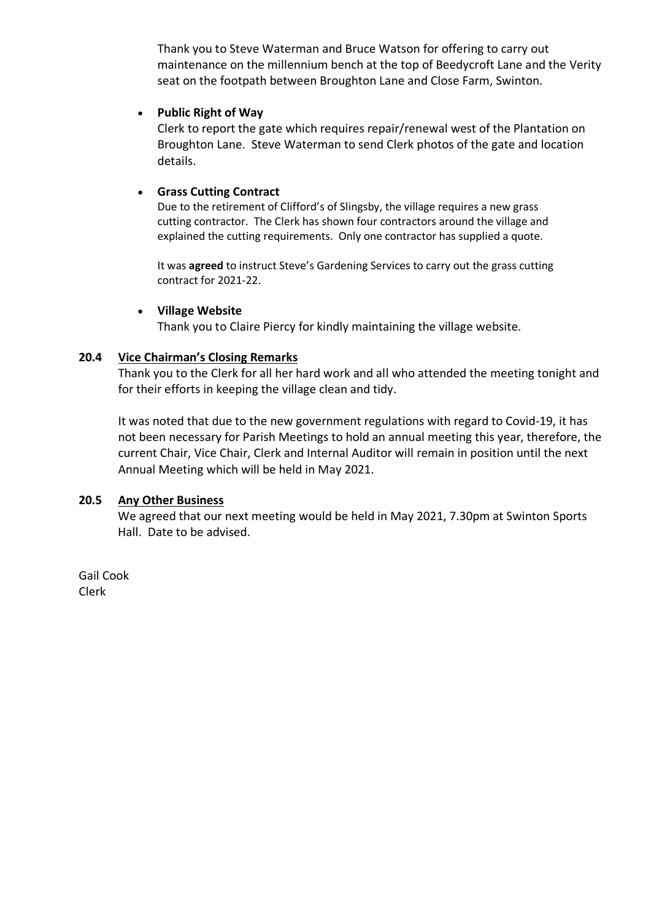Thank you to Steve Waterman and Bruce Watson for offering to carry out maintenance on the millennium bench at the top of Beedycroft Lane and the Verity seat on the footpath between Broughton Lane and Close Farm, Swinton.

- **Public Right of Way**

  Clerk to report the gate which requires repair/renewal west of the Plantation on Broughton Lane. Steve Waterman to send Clerk photos of the gate and location details.

- **Grass Cutting Contract**

  Due to the retirement of Clifford's of Slingsby, the village requires a new grass cutting contractor. The Clerk has shown four contractors around the village and explained the cutting requirements. Only one contractor has supplied a quote.

  It was **agreed** to instruct Steve's Gardening Services to carry out the grass cutting contract for 2021-22.

- **Village Website**

  Thank you to Claire Piercy for kindly maintaining the village website.

**20.4 Vice Chairman's Closing Remarks**

Thank you to the Clerk for all her hard work and all who attended the meeting tonight and for their efforts in keeping the village clean and tidy.

It was noted that due to the new government regulations with regard to Covid-19, it has not been necessary for Parish Meetings to hold an annual meeting this year, therefore, the current Chair, Vice Chair, Clerk and Internal Auditor will remain in position until the next Annual Meeting which will be held in May 2021.

**20.5 Any Other Business**

We agreed that our next meeting would be held in May 2021, 7.30pm at Swinton Sports Hall. Date to be advised.

Gail Cook
Clerk